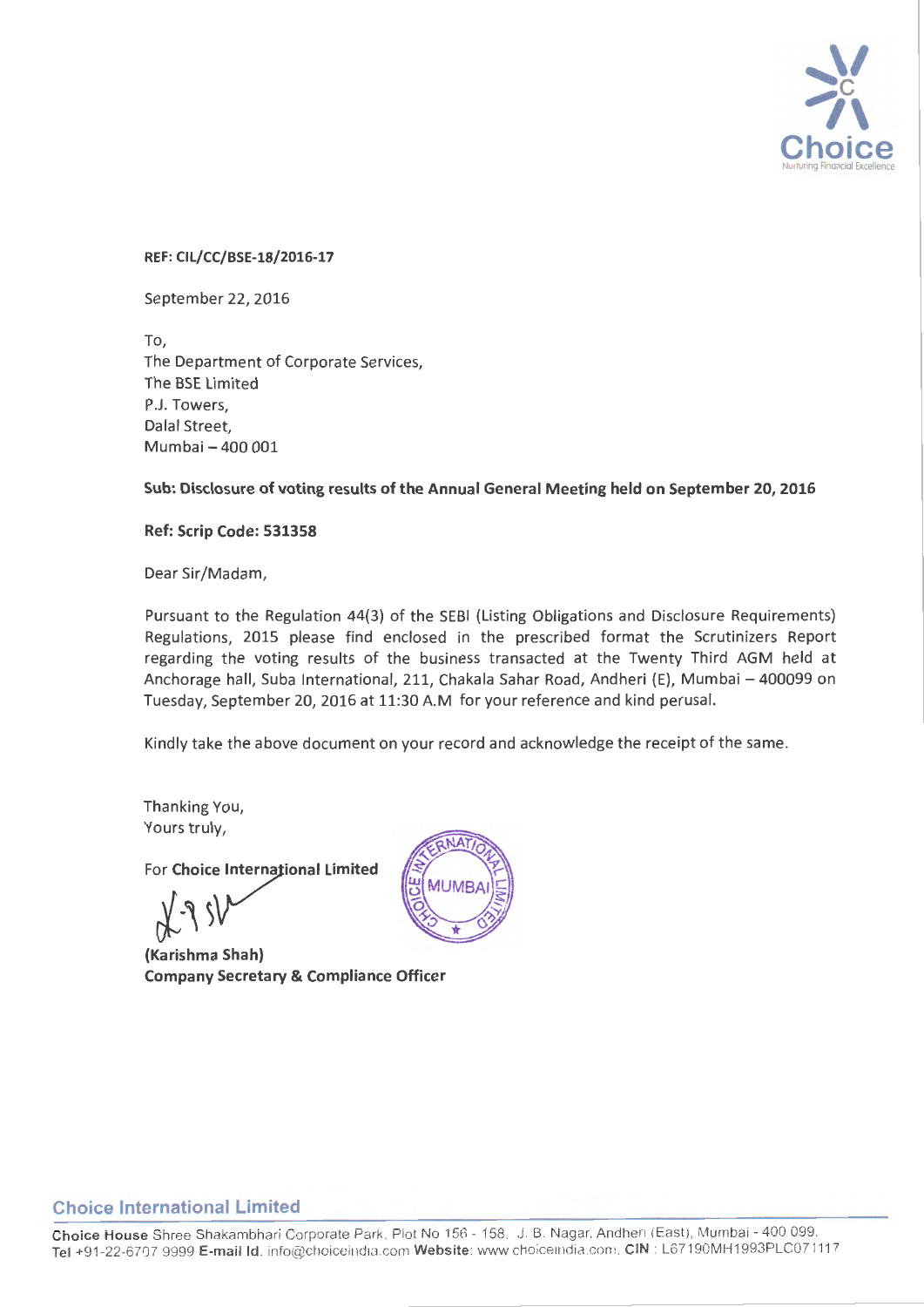**REF: CIL/CC/BSE-18/2016-17**

September 22, 2016

To,
The Department of Corporate Services,
The BSE Limited
P.J. Towers,
Dalal Street,
Mumbai – 400 001

**Sub: Disclosure of voting results of the Annual General Meeting held on September 20, 2016**

**Ref: Scrip Code: 531358**

Dear Sir/Madam,

Pursuant to the Regulation 44(3) of the SEBI (Listing Obligations and Disclosure Requirements) Regulations, 2015 please find enclosed in the prescribed format the Scrutinizers Report regarding the voting results of the business transacted at the Twenty Third AGM held at Anchorage hall, Suba International, 211, Chakala Sahar Road, Andheri (E), Mumbai – 400099 on Tuesday, September 20, 2016 at 11:30 A.M for your reference and kind perusal.

Kindly take the above document on your record and acknowledge the receipt of the same.

Thanking You,
Yours truly,

For **Choice International Limited**

**(Karishma Shah)**
**Company Secretary & Compliance Officer**

**Choice International Limited**

**Choice House** Shree Shakambhari Corporate Park, Plot No 156 - 158, J. B. Nagar, Andheri (East), Mumbai - 400 099.
**Tel** +91-22-6707 9999 **E-mail Id.** info@choiceindia.com **Website**: www.choiceindia.com, **CIN** : L67190MH1993PLC071117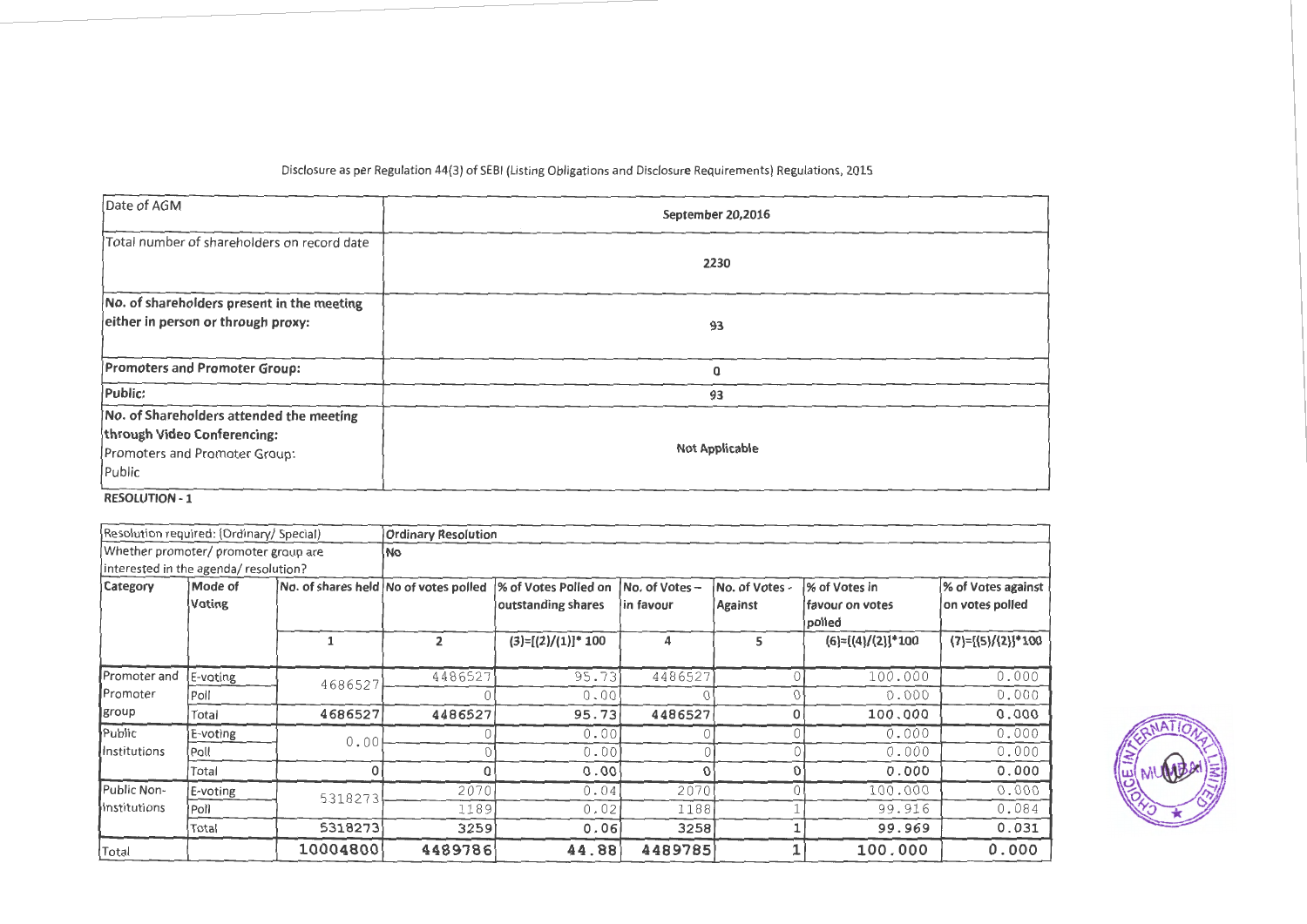Disclosure as per Regulation 44(3) of SEBI (Listing Obligations and Disclosure Requirements) Regulations, 2015

| Date of AGM | September 20,2016 |
|---|---|
| Total number of shareholders on record date | 2230 |
| **No. of shareholders present in the meeting either in person or through proxy:** | 93 |
| **Promoters and Promoter Group:** | 0 |
| **Public:** | 93 |
| **No. of Shareholders attended the meeting through Video Conferencing:** Promoters and Promoter Group: Public | Not Applicable |

**RESOLUTION - 1**

| Resolution required: (Ordinary/ Special) | | Ordinary Resolution | | | | | | |
|---|---|---|---|---|---|---|---|---|
| Whether promoter/ promoter group are interested in the agenda/ resolution? | | No | | | | | | |
| Category | Mode of Voting | No. of shares held | No of votes polled | % of Votes Polled on outstanding shares | No. of Votes – in favour | No. of Votes - Against | % of Votes in favour on votes polled | % of Votes against on votes polled |
| | | 1 | 2 | (3)=[(2)/(1)]* 100 | 4 | 5 | (6)=[(4)/(2)]*100 | (7)=[(5)/(2)]*100 |
| Promoter and Promoter group | E-voting | 4686527 | 4486527 | 95.73 | 4486527 | 0 | 100.000 | 0.000 |
| | Poll | | 0 | 0.00 | 0 | 0 | 0.000 | 0.000 |
| | Total | 4686527 | 4486527 | 95.73 | 4486527 | 0 | 100.000 | 0.000 |
| Public Institutions | E-voting | 0.00 | 0 | 0.00 | 0 | 0 | 0.000 | 0.000 |
| | Poll | | 0 | 0.00 | 0 | 0 | 0.000 | 0.000 |
| | Total | 0 | 0 | 0.00 | 0 | 0 | 0.000 | 0.000 |
| Public Non-Institutions | E-voting | 5318273 | 2070 | 0.04 | 2070 | 0 | 100.000 | 0.000 |
| | Poll | | 1189 | 0.02 | 1188 | 1 | 99.916 | 0.084 |
| | Total | 5318273 | 3259 | 0.06 | 3258 | 1 | 99.969 | 0.031 |
| Total | | 10004800 | 4489786 | 44.88 | 4489785 | 1 | 100.000 | 0.000 |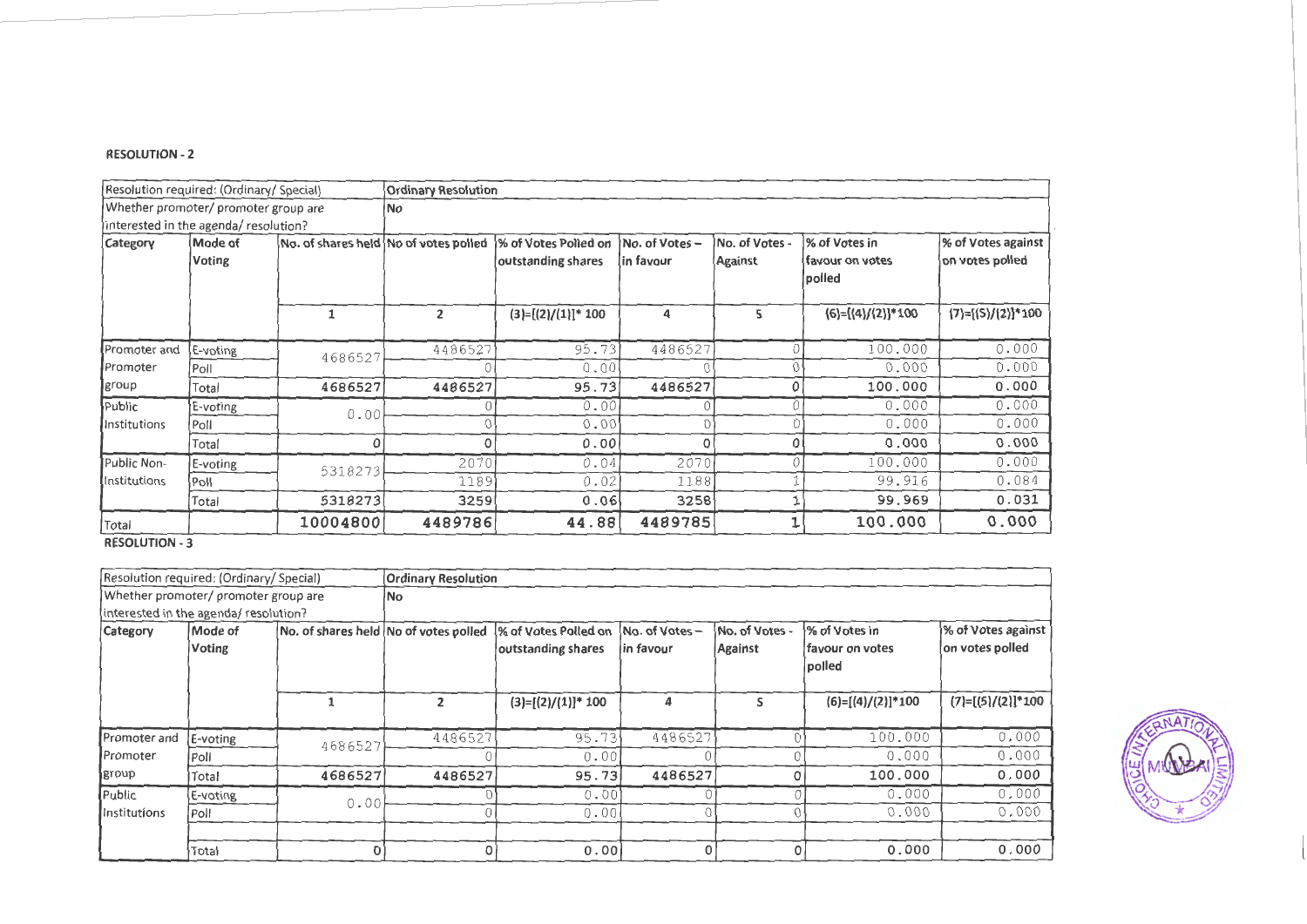**RESOLUTION - 2**

| Resolution required: (Ordinary/ Special) | | Ordinary Resolution | | | | | | |
|---|---|---|---|---|---|---|---|---|
| Whether promoter/ promoter group are interested in the agenda/ resolution? | | No | | | | | | |
| Category | Mode of Voting | No. of shares held | No of votes polled | % of Votes Polled on outstanding shares | No. of Votes – in favour | No. of Votes - Against | % of Votes in favour on votes polled | % of Votes against on votes polled |
| | | 1 | 2 | (3)=[(2)/(1)]* 100 | 4 | 5 | (6)=[(4)/(2)]*100 | (7)=[(5)/(2)]*100 |
| Promoter and Promoter group | E-voting | 4686527 | 4486527 | 95.73 | 4486527 | 0 | 100.000 | 0.000 |
| | Poll | | 0 | 0.00 | 0 | 0 | 0.000 | 0.000 |
| | Total | 4686527 | 4486527 | 95.73 | 4486527 | 0 | 100.000 | 0.000 |
| Public Institutions | E-voting | 0.00 | 0 | 0.00 | 0 | 0 | 0.000 | 0.000 |
| | Poll | | 0 | 0.00 | 0 | 0 | 0.000 | 0.000 |
| | Total | 0 | 0 | 0.00 | 0 | 0 | 0.000 | 0.000 |
| Public Non-Institutions | E-voting | 5318273 | 2070 | 0.04 | 2070 | 0 | 100.000 | 0.000 |
| | Poll | | 1189 | 0.02 | 1188 | 1 | 99.916 | 0.084 |
| | Total | 5318273 | 3259 | 0.06 | 3258 | 1 | 99.969 | 0.031 |
| Total | | 10004800 | 4489786 | 44.88 | 4489785 | 1 | 100.000 | 0.000 |

**RESOLUTION - 3**

| Resolution required: (Ordinary/ Special) | | Ordinary Resolution | | | | | | |
|---|---|---|---|---|---|---|---|---|
| Whether promoter/ promoter group are interested in the agenda/ resolution? | | No | | | | | | |
| Category | Mode of Voting | No. of shares held | No of votes polled | % of Votes Polled on outstanding shares | No. of Votes – in favour | No. of Votes - Against | % of Votes in favour on votes polled | % of Votes against on votes polled |
| | | 1 | 2 | (3)=[(2)/(1)]* 100 | 4 | 5 | (6)=[(4)/(2)]*100 | (7)=[(5)/(2)]*100 |
| Promoter and Promoter group | E-voting | 4686527 | 4486527 | 95.73 | 4486527 | 0 | 100.000 | 0.000 |
| | Poll | | 0 | 0.00 | 0 | 0 | 0.000 | 0.000 |
| | Total | 4686527 | 4486527 | 95.73 | 4486527 | 0 | 100.000 | 0.000 |
| Public Institutions | E-voting | 0.00 | 0 | 0.00 | 0 | 0 | 0.000 | 0.000 |
| | Poll | | 0 | 0.00 | 0 | 0 | 0.000 | 0.000 |
| | Total | 0 | 0 | 0.00 | 0 | 0 | 0.000 | 0.000 |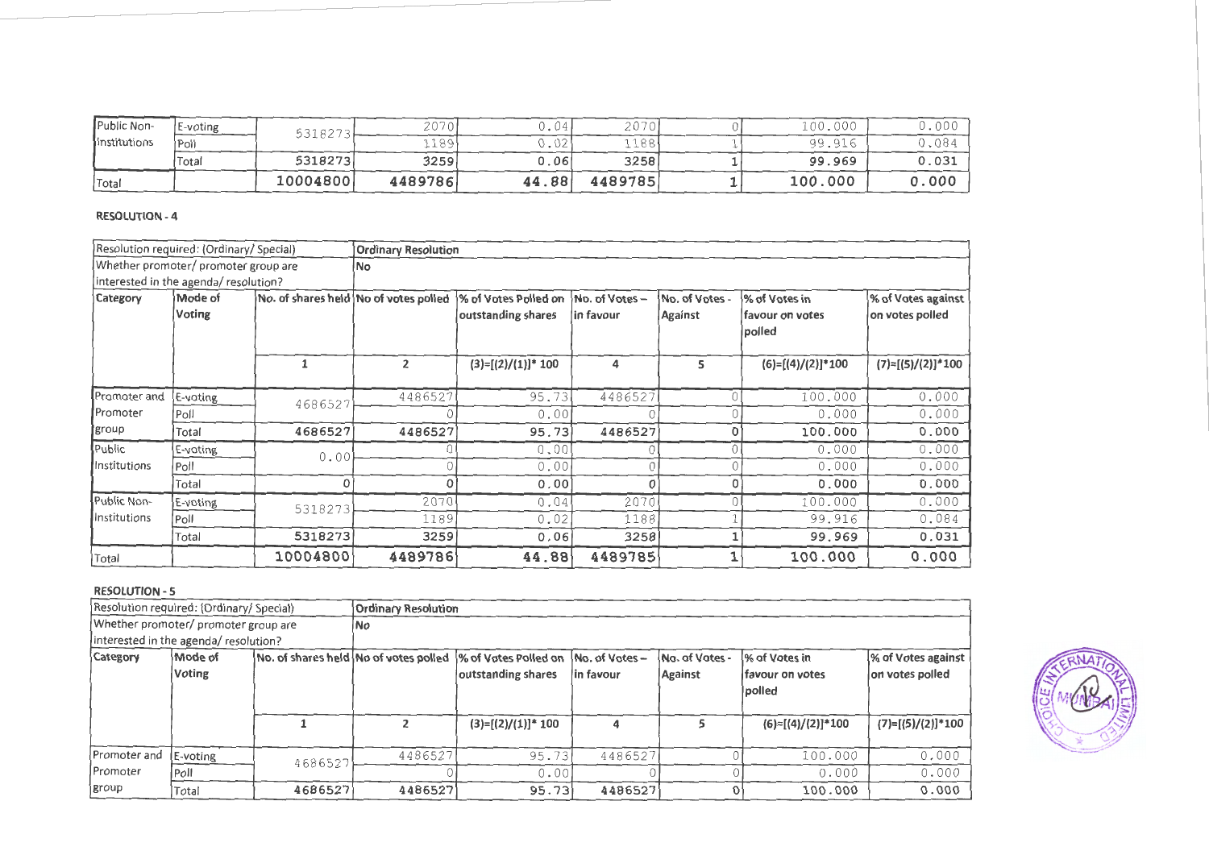| Public Non-Institutions | E-voting | 5318273 | 2070 | 0.04 | 2070 | 0 | 100.000 | 0.000 |
|---|---|---|---|---|---|---|---|---|
| | Poll | | 1189 | 0.02 | 1188 | 1 | 99.916 | 0.084 |
| | Total | 5318273 | 3259 | 0.06 | 3258 | 1 | 99.969 | 0.031 |
| Total | | 10004800 | 4489786 | 44.88 | 4489785 | 1 | 100.000 | 0.000 |

**RESOLUTION - 4**

| Resolution required: (Ordinary/ Special) | | Ordinary Resolution | | | | | | |
|---|---|---|---|---|---|---|---|---|
| Whether promoter/ promoter group are interested in the agenda/ resolution? | | No | | | | | | |
| Category | Mode of Voting | No. of shares held | No of votes polled | % of Votes Polled on outstanding shares | No. of Votes – in favour | No. of Votes - Against | % of Votes in favour on votes polled | % of Votes against on votes polled |
| | | 1 | 2 | (3)=[(2)/(1)]* 100 | 4 | 5 | (6)=[(4)/(2)]*100 | (7)=[(5)/(2)]*100 |
| Promoter and Promoter group | E-voting | 4686527 | 4486527 | 95.73 | 4486527 | 0 | 100.000 | 0.000 |
| | Poll | | 0 | 0.00 | 0 | 0 | 0.000 | 0.000 |
| | Total | 4686527 | 4486527 | 95.73 | 4486527 | 0 | 100.000 | 0.000 |
| Public Institutions | E-voting | 0.00 | 0 | 0.00 | 0 | 0 | 0.000 | 0.000 |
| | Poll | | 0 | 0.00 | 0 | 0 | 0.000 | 0.000 |
| | Total | 0 | 0 | 0.00 | 0 | 0 | 0.000 | 0.000 |
| Public Non-Institutions | E-voting | 5318273 | 2070 | 0.04 | 2070 | 0 | 100.000 | 0.000 |
| | Poll | | 1189 | 0.02 | 1188 | 1 | 99.916 | 0.084 |
| | Total | 5318273 | 3259 | 0.06 | 3258 | 1 | 99.969 | 0.031 |
| Total | | 10004800 | 4489786 | 44.88 | 4489785 | 1 | 100.000 | 0.000 |

**RESOLUTION - 5**

| Resolution required: (Ordinary/ Special) | | Ordinary Resolution | | | | | | |
|---|---|---|---|---|---|---|---|---|
| Whether promoter/ promoter group are interested in the agenda/ resolution? | | No | | | | | | |
| Category | Mode of Voting | No. of shares held | No of votes polled | % of Votes Polled on outstanding shares | No. of Votes – in favour | No. of Votes - Against | % of Votes in favour on votes polled | % of Votes against on votes polled |
| | | 1 | 2 | (3)=[(2)/(1)]* 100 | 4 | 5 | (6)=[(4)/(2)]*100 | (7)=[(5)/(2)]*100 |
| Promoter and Promoter group | E-voting | 4686527 | 4486527 | 95.73 | 4486527 | 0 | 100.000 | 0.000 |
| | Poll | | 0 | 0.00 | 0 | 0 | 0.000 | 0.000 |
| | Total | 4686527 | 4486527 | 95.73 | 4486527 | 0 | 100.000 | 0.000 |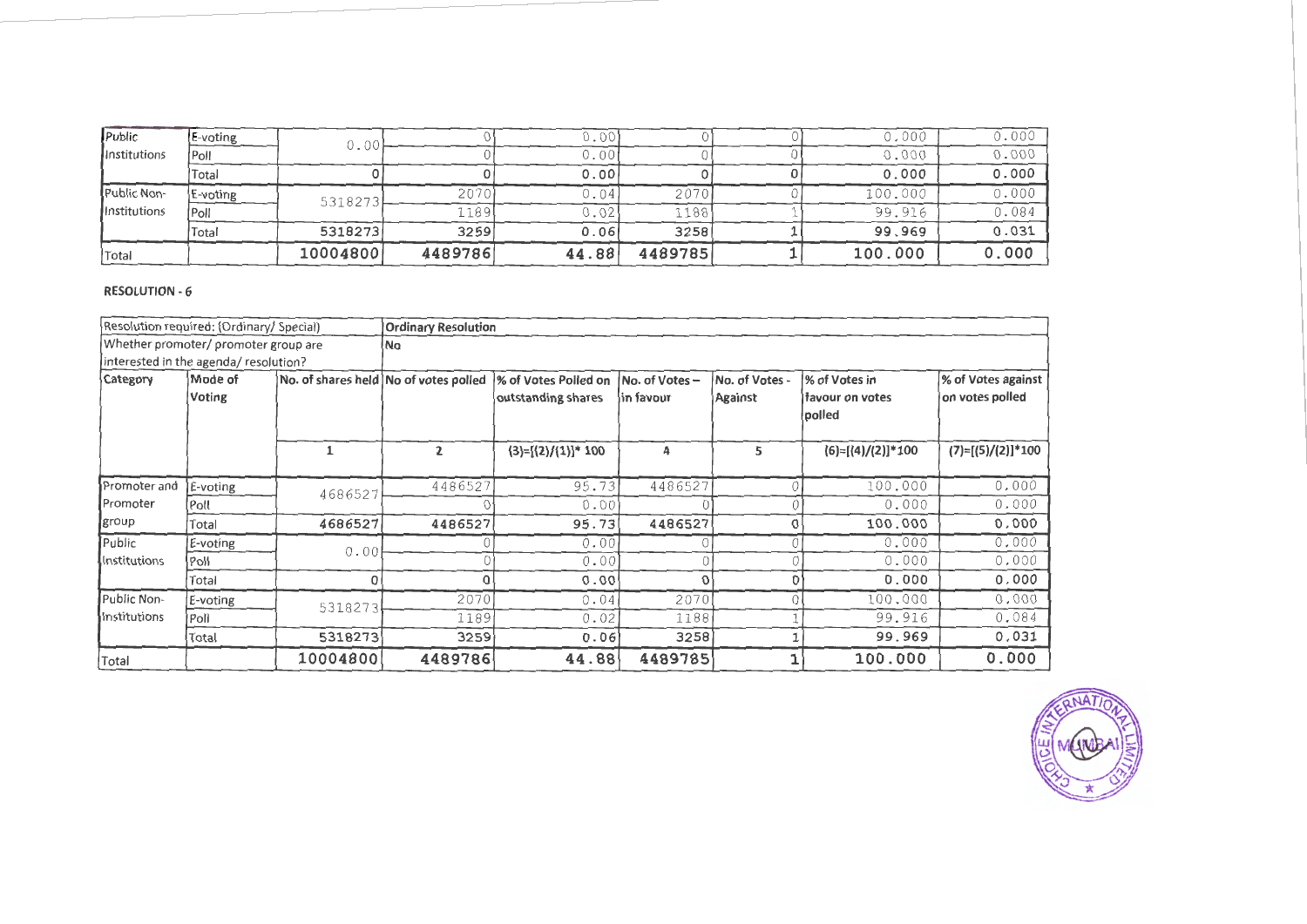| | | | | | | | | |
|---|---|---|---|---|---|---|---|---|
| Public Institutions | E-voting | 0.00 | 0 | 0.00 | 0 | 0 | 0.000 | 0.000 |
| | Poll | | 0 | 0.00 | 0 | 0 | 0.000 | 0.000 |
| | Total | 0 | 0 | 0.00 | 0 | 0 | 0.000 | 0.000 |
| Public Non-Institutions | E-voting | 5318273 | 2070 | 0.04 | 2070 | 0 | 100.000 | 0.000 |
| | Poll | | 1189 | 0.02 | 1188 | 1 | 99.916 | 0.084 |
| | Total | 5318273 | 3259 | 0.06 | 3258 | 1 | 99.969 | 0.031 |
| Total | | 10004800 | 4489786 | 44.88 | 4489785 | 1 | 100.000 | 0.000 |

**RESOLUTION - 6**

| Resolution required: (Ordinary/ Special) | | Ordinary Resolution | | | | | | |
|---|---|---|---|---|---|---|---|---|
| Whether promoter/ promoter group are interested in the agenda/ resolution? | | No | | | | | | |
| Category | Mode of Voting | No. of shares held | No of votes polled | % of Votes Polled on outstanding shares | No. of Votes – in favour | No. of Votes - Against | % of Votes in favour on votes polled | % of Votes against on votes polled |
| | | 1 | 2 | (3)=[(2)/(1)]* 100 | 4 | 5 | (6)=[(4)/(2)]*100 | (7)=[(5)/(2)]*100 |
| Promoter and Promoter group | E-voting | 4686527 | 4486527 | 95.73 | 4486527 | 0 | 100.000 | 0.000 |
| | Poll | | 0 | 0.00 | 0 | 0 | 0.000 | 0.000 |
| | Total | 4686527 | 4486527 | 95.73 | 4486527 | 0 | 100.000 | 0.000 |
| Public Institutions | E-voting | 0.00 | 0 | 0.00 | 0 | 0 | 0.000 | 0.000 |
| | Poll | | 0 | 0.00 | 0 | 0 | 0.000 | 0.000 |
| | Total | 0 | 0 | 0.00 | 0 | 0 | 0.000 | 0.000 |
| Public Non-Institutions | E-voting | 5318273 | 2070 | 0.04 | 2070 | 0 | 100.000 | 0.000 |
| | Poll | | 1189 | 0.02 | 1188 | 1 | 99.916 | 0.084 |
| | Total | 5318273 | 3259 | 0.06 | 3258 | 1 | 99.969 | 0.031 |
| Total | | 10004800 | 4489786 | 44.88 | 4489785 | 1 | 100.000 | 0.000 |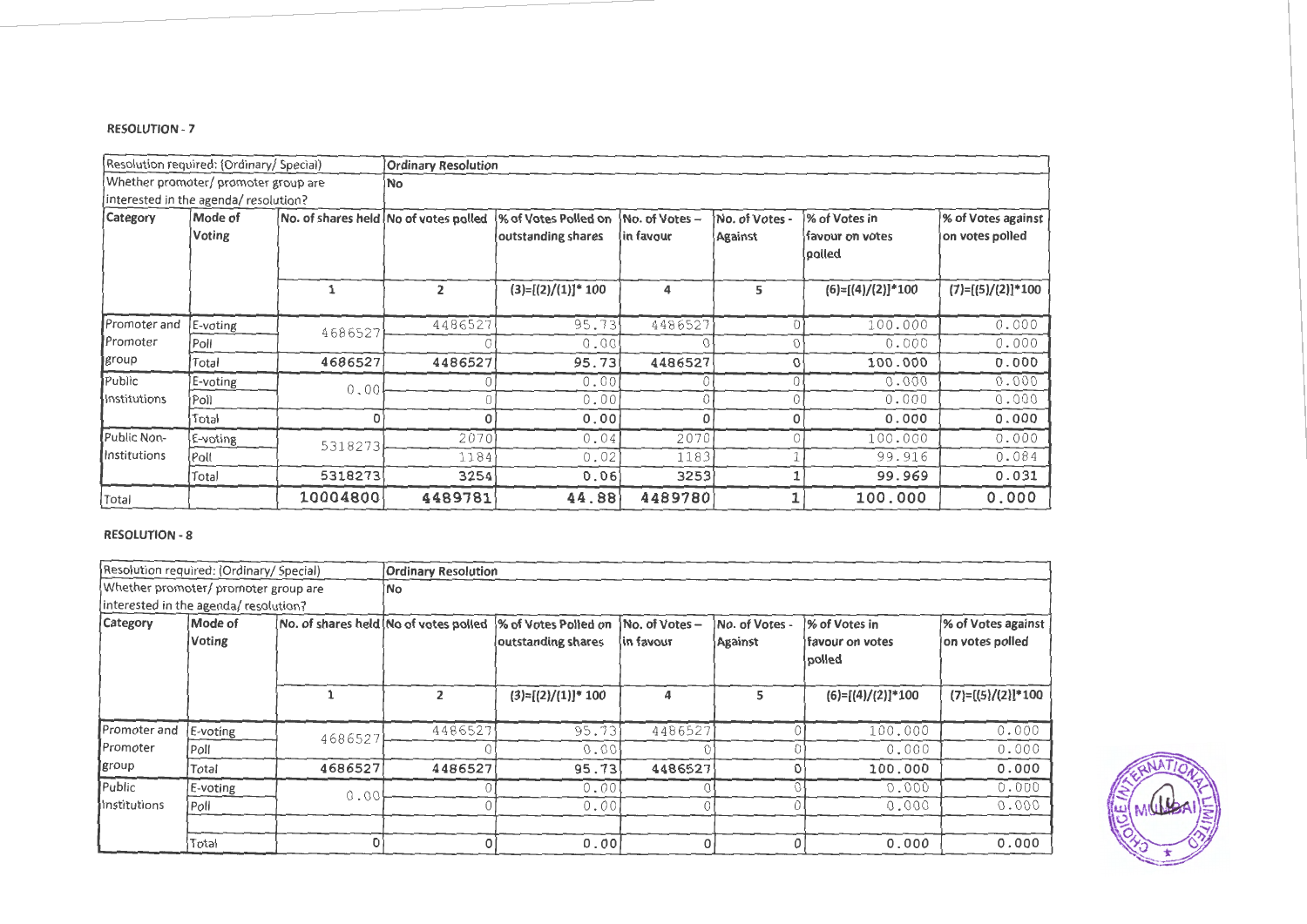**RESOLUTION - 7**

| Resolution required: (Ordinary/ Special) | | Ordinary Resolution | | | | | | |
|---|---|---|---|---|---|---|---|---|
| Whether promoter/ promoter group are interested in the agenda/ resolution? | | No | | | | | | |
| Category | Mode of Voting | No. of shares held | No of votes polled | % of Votes Polled on outstanding shares | No. of Votes – in favour | No. of Votes - Against | % of Votes in favour on votes polled | % of Votes against on votes polled |
| | | 1 | 2 | (3)=[(2)/(1)]* 100 | 4 | 5 | (6)=[(4)/(2)]*100 | (7)=[(5)/(2)]*100 |
| Promoter and Promoter group | E-voting | 4686527 | 4486527 | 95.73 | 4486527 | 0 | 100.000 | 0.000 |
| | Poll | | 0 | 0.00 | 0 | 0 | 0.000 | 0.000 |
| | Total | 4686527 | 4486527 | 95.73 | 4486527 | 0 | 100.000 | 0.000 |
| Public Institutions | E-voting | 0.00 | 0 | 0.00 | 0 | 0 | 0.000 | 0.000 |
| | Poll | | 0 | 0.00 | 0 | 0 | 0.000 | 0.000 |
| | Total | 0 | 0 | 0.00 | 0 | 0 | 0.000 | 0.000 |
| Public Non-Institutions | E-voting | 5318273 | 2070 | 0.04 | 2070 | 0 | 100.000 | 0.000 |
| | Poll | | 1184 | 0.02 | 1183 | 1 | 99.916 | 0.084 |
| | Total | 5318273 | 3254 | 0.06 | 3253 | 1 | 99.969 | 0.031 |
| Total | | 10004800 | 4489781 | 44.88 | 4489780 | 1 | 100.000 | 0.000 |

**RESOLUTION - 8**

| Resolution required: (Ordinary/ Special) | | Ordinary Resolution | | | | | | |
|---|---|---|---|---|---|---|---|---|
| Whether promoter/ promoter group are interested in the agenda/ resolution? | | No | | | | | | |
| Category | Mode of Voting | No. of shares held | No of votes polled | % of Votes Polled on outstanding shares | No. of Votes – in favour | No. of Votes - Against | % of Votes in favour on votes polled | % of Votes against on votes polled |
| | | 1 | 2 | (3)=[(2)/(1)]* 100 | 4 | 5 | (6)=[(4)/(2)]*100 | (7)=[(5)/(2)]*100 |
| Promoter and Promoter group | E-voting | 4686527 | 4486527 | 95.73 | 4486527 | 0 | 100.000 | 0.000 |
| | Poll | | 0 | 0.00 | 0 | 0 | 0.000 | 0.000 |
| | Total | 4686527 | 4486527 | 95.73 | 4486527 | 0 | 100.000 | 0.000 |
| Public Institutions | E-voting | 0.00 | 0 | 0.00 | 0 | 0 | 0.000 | 0.000 |
| | Poll | | 0 | 0.00 | 0 | 0 | 0.000 | 0.000 |
| | Total | 0 | 0 | 0.00 | 0 | 0 | 0.000 | 0.000 |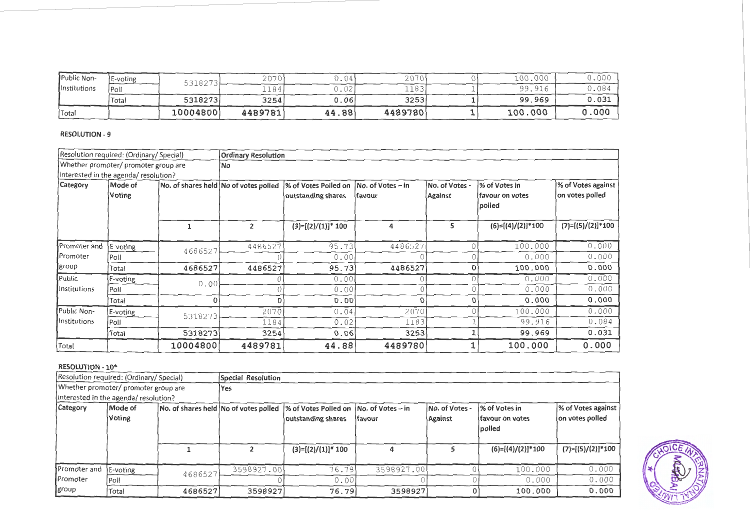| Public Non-Institutions | E-voting | 5318273 | 2070 | 0.04 | 2070 | 0 | 100.000 | 0.000 |
|---|---|---|---|---|---|---|---|---|
| | Poll | | 1184 | 0.02 | 1183 | 1 | 99.916 | 0.084 |
| | Total | 5318273 | 3254 | 0.06 | 3253 | 1 | 99.969 | 0.031 |
| Total | | 10004800 | 4489781 | 44.88 | 4489780 | 1 | 100.000 | 0.000 |

**RESOLUTION - 9**

| Resolution required: (Ordinary/ Special) | | | Ordinary Resolution | | | | | |
|---|---|---|---|---|---|---|---|---|
| Whether promoter/ promoter group are interested in the agenda/ resolution? | | | No | | | | | |
| Category | Mode of Voting | No. of shares held | No of votes polled | % of Votes Polled on outstanding shares | No. of Votes – in favour | No. of Votes - Against | % of Votes in favour on votes polled | % of Votes against on votes polled |
| | | 1 | 2 | (3)=[(2)/(1)]* 100 | 4 | 5 | (6)=[(4)/(2)]*100 | (7)=[(5)/(2)]*100 |
| Promoter and Promoter group | E-voting | 4686527 | 4486527 | 95.73 | 4486527 | 0 | 100.000 | 0.000 |
| | Poll | | 0 | 0.00 | 0 | 0 | 0.000 | 0.000 |
| | Total | 4686527 | 4486527 | 95.73 | 4486527 | 0 | 100.000 | 0.000 |
| Public Institutions | E-voting | 0.00 | 0 | 0.00 | 0 | 0 | 0.000 | 0.000 |
| | Poll | | 0 | 0.00 | 0 | 0 | 0.000 | 0.000 |
| | Total | 0 | 0 | 0.00 | 0 | 0 | 0.000 | 0.000 |
| Public Non-Institutions | E-voting | 5318273 | 2070 | 0.04 | 2070 | 0 | 100.000 | 0.000 |
| | Poll | | 1184 | 0.02 | 1183 | 1 | 99.916 | 0.084 |
| | Total | 5318273 | 3254 | 0.06 | 3253 | 1 | 99.969 | 0.031 |
| Total | | 10004800 | 4489781 | 44.88 | 4489780 | 1 | 100.000 | 0.000 |

**RESOLUTION - 10***

| Resolution required: (Ordinary/ Special) | | | Special Resolution | | | | | |
|---|---|---|---|---|---|---|---|---|
| Whether promoter/ promoter group are interested in the agenda/ resolution? | | | Yes | | | | | |
| Category | Mode of Voting | No. of shares held | No of votes polled | % of Votes Polled on outstanding shares | No. of Votes – in favour | No. of Votes - Against | % of Votes in favour on votes polled | % of Votes against on votes polled |
| | | 1 | 2 | (3)=[(2)/(1)]* 100 | 4 | 5 | (6)=[(4)/(2)]*100 | (7)=[(5)/(2)]*100 |
| Promoter and Promoter group | E-voting | 4686527 | 3598927.00 | 76.79 | 3598927.00 | 0 | 100.000 | 0.000 |
| | Poll | | 0 | 0.00 | 0 | 0 | 0.000 | 0.000 |
| | Total | 4686527 | 3598927 | 76.79 | 3598927 | 0 | 100.000 | 0.000 |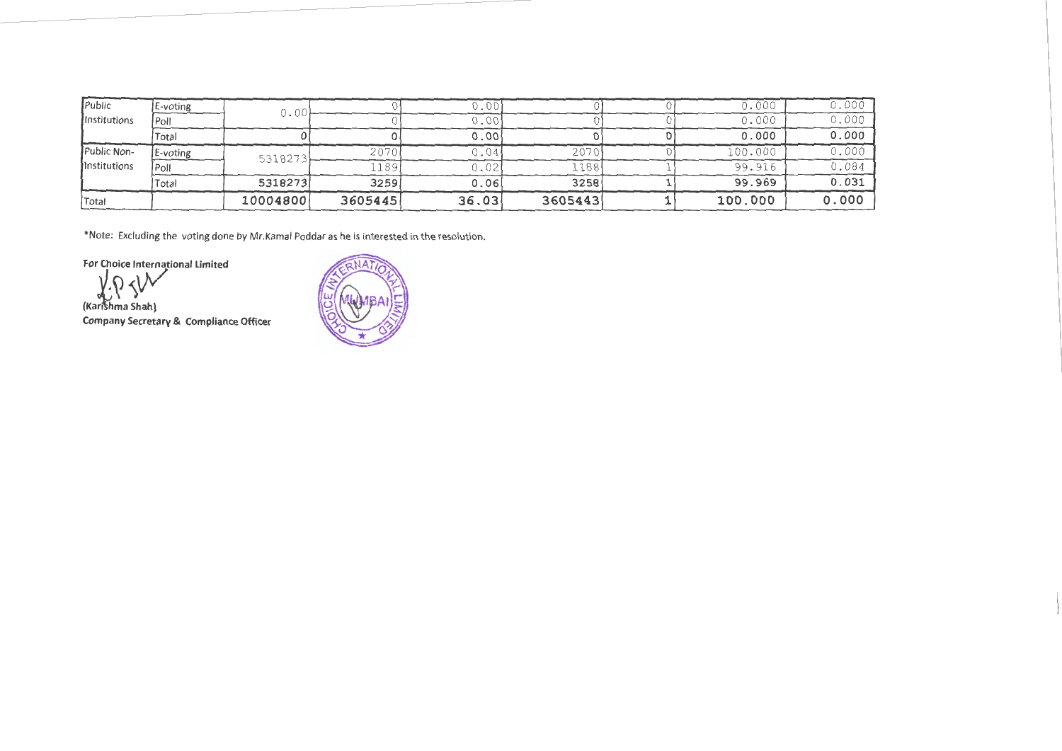| Public Institutions | E-voting | 0.00 | 0 | 0.00 | 0 | 0 | 0.000 | 0.000 |
|---|---|---|---|---|---|---|---|---|
| | Poll | | 0 | 0.00 | 0 | 0 | 0.000 | 0.000 |
| | Total | 0 | 0 | 0.00 | 0 | 0 | 0.000 | 0.000 |
| Public Non-Institutions | E-voting | 5318273 | 2070 | 0.04 | 2070 | 0 | 100.000 | 0.000 |
| | Poll | | 1189 | 0.02 | 1188 | 1 | 99.916 | 0.084 |
| | Total | 5318273 | 3259 | 0.06 | 3258 | 1 | 99.969 | 0.031 |
| Total | | 10004800 | 3605445 | 36.03 | 3605443 | 1 | 100.000 | 0.000 |

*Note: Excluding the voting done by Mr.Kamal Poddar as he is interested in the resolution.

**For Choice International Limited**

**(Karishma Shah)**
**Company Secretary & Compliance Officer**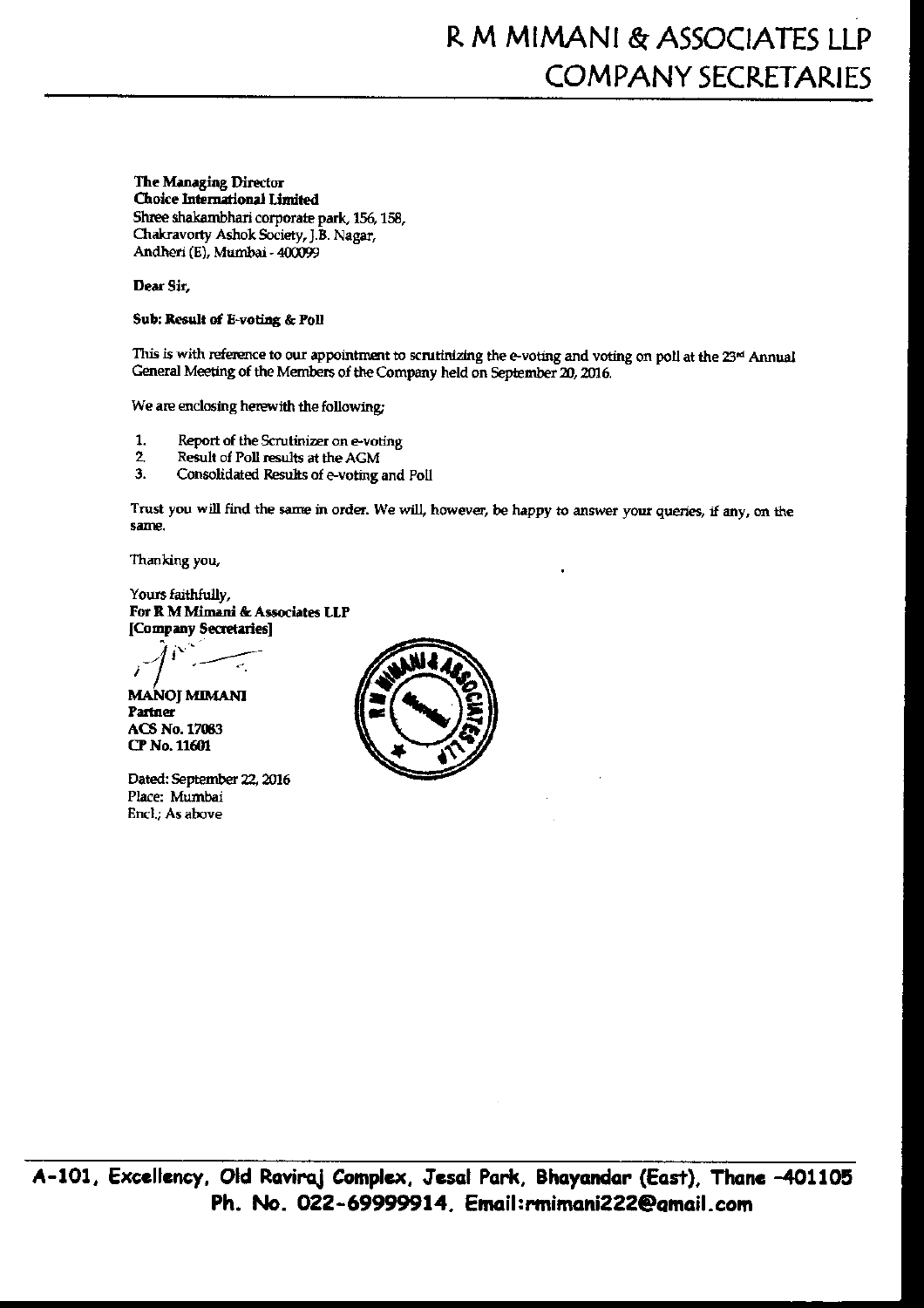# R M MIMANI & ASSOCIATES LLP
## COMPANY SECRETARIES

**The Managing Director**
**Choice International Limited**
Shree shakambhari corporate park, 156, 158,
Chakravorty Ashok Society, J.B. Nagar,
Andheri (E), Mumbai - 400099

**Dear Sir,**

**Sub: Result of E-voting & Poll**

This is with reference to our appointment to scrutinizing the e-voting and voting on poll at the 23rd Annual General Meeting of the Members of the Company held on September 20, 2016.

We are enclosing herewith the following;

1. Report of the Scrutinizer on e-voting
2. Result of Poll results at the AGM
3. Consolidated Results of e-voting and Poll

Trust you will find the same in order. We will, however, be happy to answer your queries, if any, on the same.

Thanking you,

Yours faithfully,
**For R M Mimani & Associates LLP**
**[Company Secretaries]**

**MANOJ MIMANI**
**Partner**
**ACS No. 17083**
**CP No. 11601**

Dated: September 22, 2016
Place: Mumbai
Encl.; As above

A-101, Excellency, Old Raviraj Complex, Jesal Park, Bhayandar (East), Thane -401105
Ph. No. 022-69999914. Email:rmimani222@gmail.com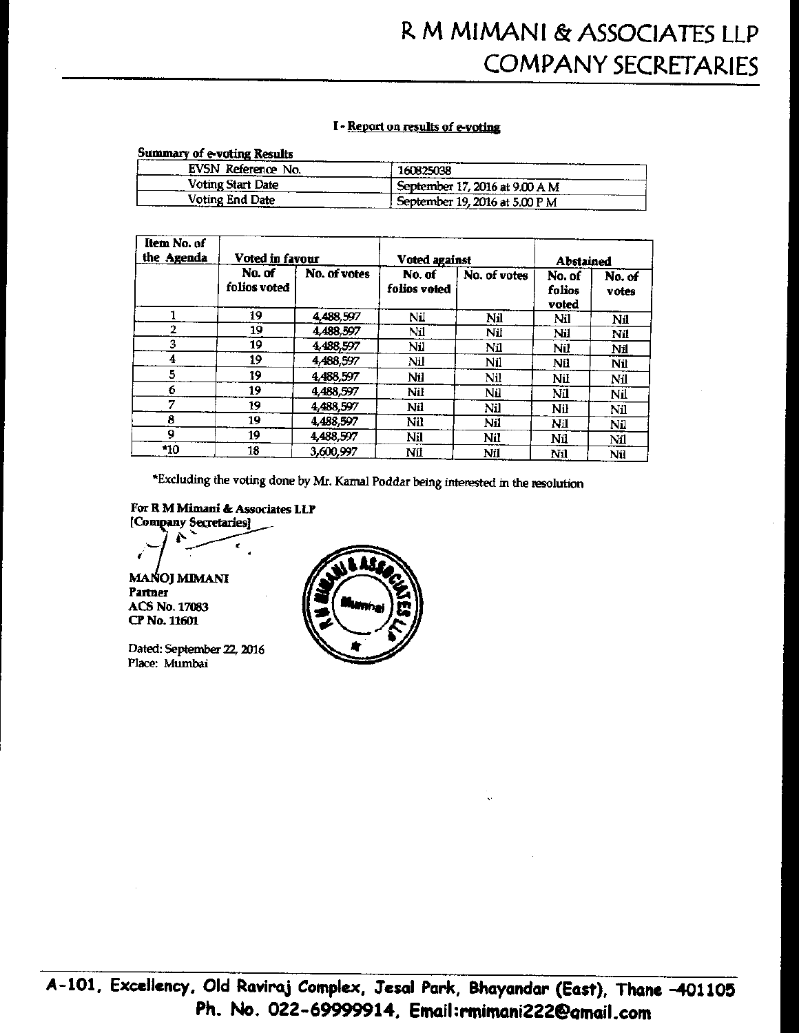# R M MIMANI & ASSOCIATES LLP
# COMPANY SECRETARIES

## I - Report on results of e-voting

**Summary of e-voting Results**

| EVSN Reference No. | 160825038 |
|---|---|
| Voting Start Date | September 17, 2016 at 9.00 A M |
| Voting End Date | September 19, 2016 at 5.00 P M |

| Item No. of the Agenda | Voted in favour | | Voted against | | Abstained | |
|---|---|---|---|---|---|---|
| | No. of folios voted | No. of votes | No. of folios voted | No. of votes | No. of folios voted | No. of votes |
| 1 | 19 | 4,488,597 | Nil | Nil | Nil | Nil |
| 2 | 19 | 4,488,597 | Nil | Nil | Nil | Nil |
| 3 | 19 | 4,488,597 | Nil | Nil | Nil | Nil |
| 4 | 19 | 4,488,597 | Nil | Nil | Nil | Nil |
| 5 | 19 | 4,488,597 | Nil | Nil | Nil | Nil |
| 6 | 19 | 4,488,597 | Nil | Nil | Nil | Nil |
| 7 | 19 | 4,488,597 | Nil | Nil | Nil | Nil |
| 8 | 19 | 4,488,597 | Nil | Nil | Nil | Nil |
| 9 | 19 | 4,488,597 | Nil | Nil | Nil | Nil |
| *10 | 18 | 3,600,997 | Nil | Nil | Nil | Nil |

*Excluding the voting done by Mr. Kamal Poddar being interested in the resolution

**For R M Mimani & Associates LLP**
**[Company Secretaries]**

**MANOJ MIMANI**
**Partner**
**ACS No. 17083**
**CP No. 11601**

Dated: September 22, 2016
Place: Mumbai

A-101, Excellency, Old Raviraj Complex, Jesal Park, Bhayandar (East), Thane -401105
Ph. No. 022-69999914, Email:rmimani222@gmail.com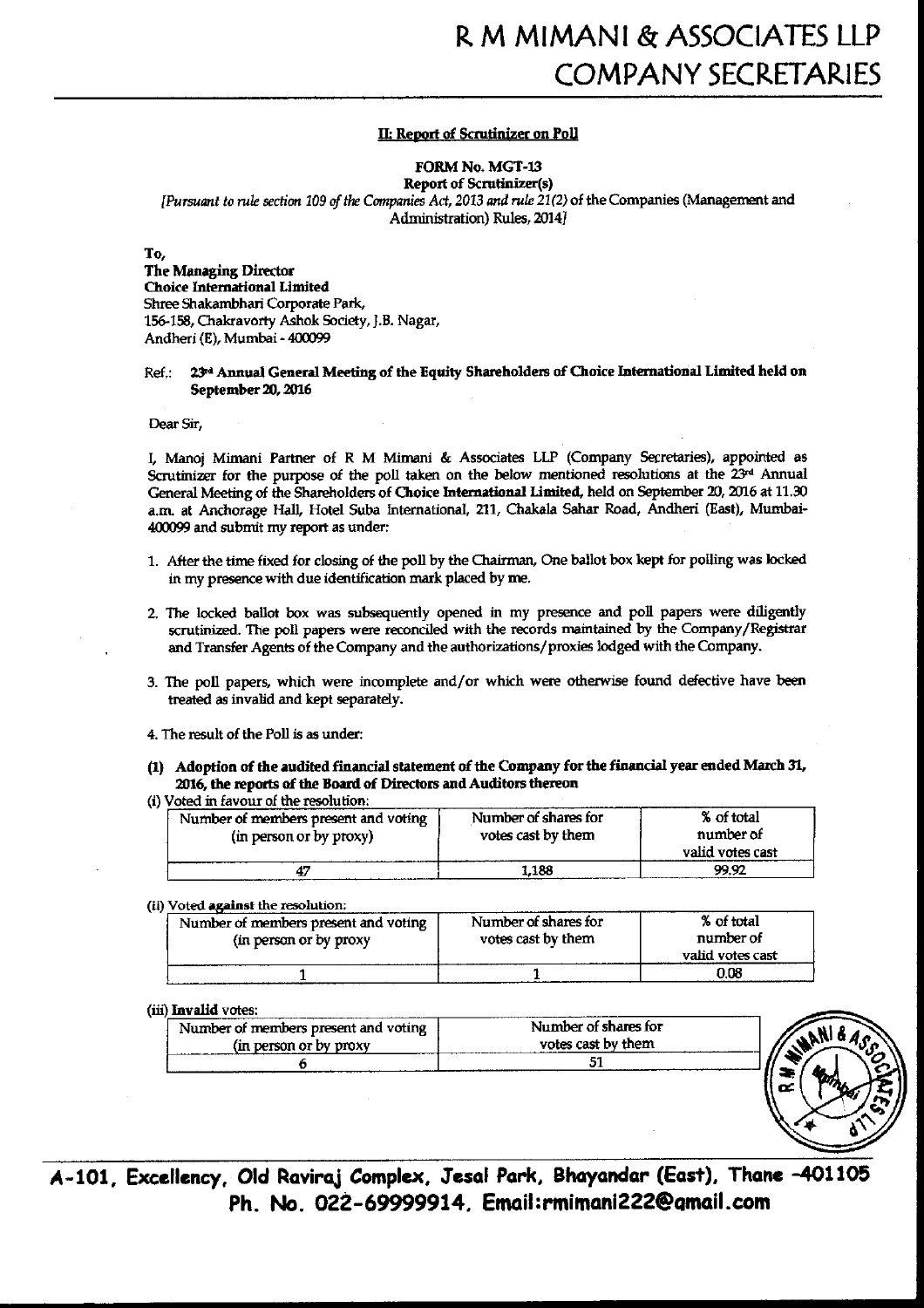# R M MIMANI & ASSOCIATES LLP
# COMPANY SECRETARIES

**II: Report of Scrutinizer on Poll**

**FORM No. MGT-13**
**Report of Scrutinizer(s)**
*[Pursuant to rule section 109 of the Companies Act, 2013 and rule 21(2)* of the Companies (Management and Administration) Rules, 2014*]*

To,
**The Managing Director**
**Choice International Limited**
Shree Shakambhari Corporate Park,
156-158, Chakravorty Ashok Society, J.B. Nagar,
Andheri (E), Mumbai - 400099

Ref.: **23rd Annual General Meeting of the Equity Shareholders of Choice International Limited held on September 20, 2016**

Dear Sir,

I, Manoj Mimani Partner of R M Mimani & Associates LLP (Company Secretaries), appointed as Scrutinizer for the purpose of the poll taken on the below mentioned resolutions at the 23rd Annual General Meeting of the Shareholders of **Choice International Limited**, held on September 20, 2016 at 11.30 a.m. at Anchorage Hall, Hotel Suba International, 211, Chakala Sahar Road, Andheri (East), Mumbai-400099 and submit my report as under:

1. After the time fixed for closing of the poll by the Chairman, One ballot box kept for polling was locked in my presence with due identification mark placed by me.

2. The locked ballot box was subsequently opened in my presence and poll papers were diligently scrutinized. The poll papers were reconciled with the records maintained by the Company/Registrar and Transfer Agents of the Company and the authorizations/proxies lodged with the Company.

3. The poll papers, which were incomplete and/or which were otherwise found defective have been treated as invalid and kept separately.

4. The result of the Poll is as under:

**(1) Adoption of the audited financial statement of the Company for the financial year ended March 31, 2016, the reports of the Board of Directors and Auditors thereon**

(i) Voted in favour of the resolution:

| Number of members present and voting (in person or by proxy) | Number of shares for votes cast by them | % of total number of valid votes cast |
|---|---|---|
| 47 | 1,188 | 99.92 |

(ii) Voted **against** the resolution:

| Number of members present and voting (in person or by proxy | Number of shares for votes cast by them | % of total number of valid votes cast |
|---|---|---|
| 1 | 1 | 0.08 |

(iii) **Invalid** votes:

| Number of members present and voting (in person or by proxy | Number of shares for votes cast by them |
|---|---|
| 6 | 51 |

A-101, Excellency, Old Raviraj Complex, Jesal Park, Bhayandar (East), Thane -401105
Ph. No. 022-69999914, Email:rmimani222@gmail.com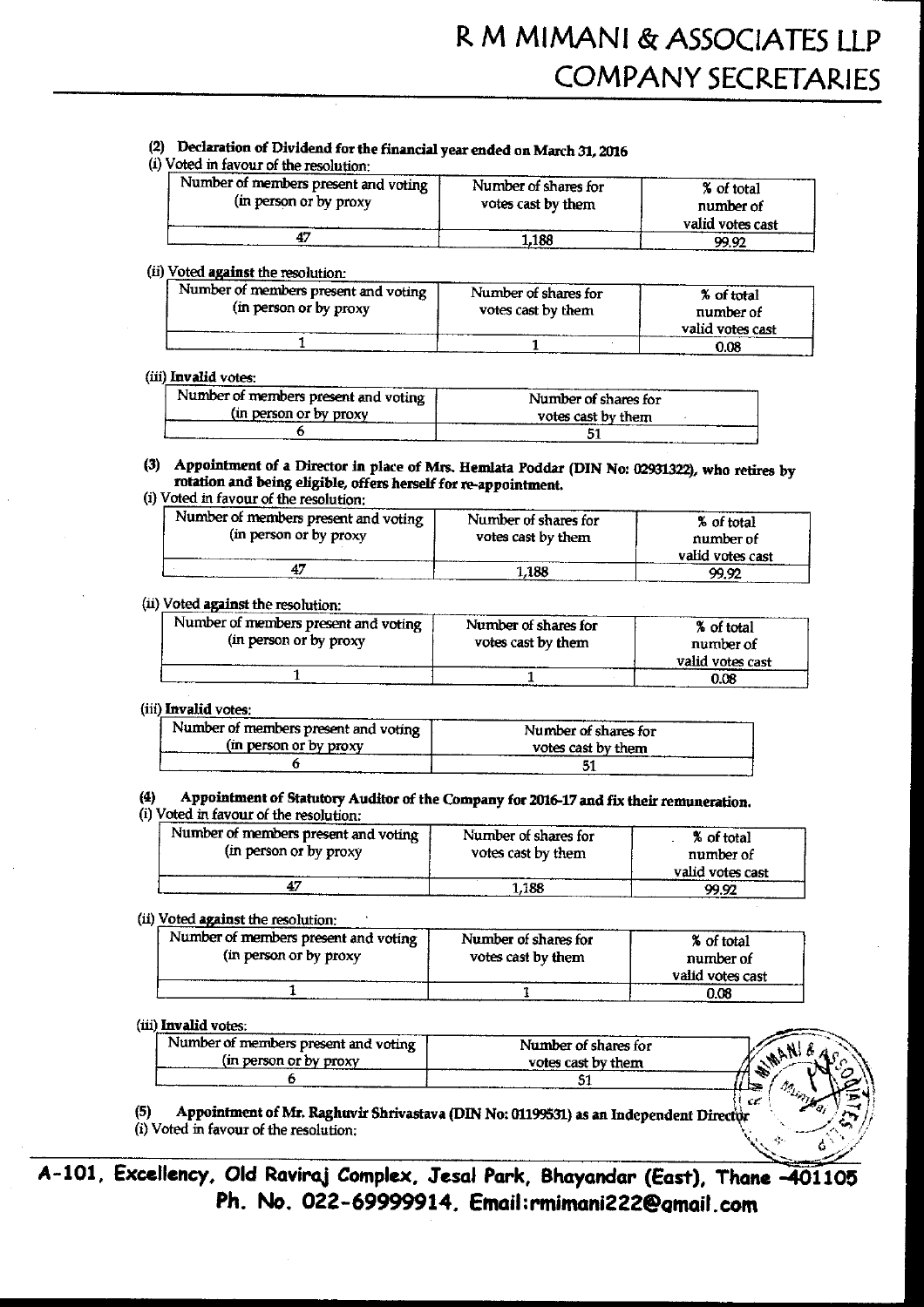**(2) Declaration of Dividend for the financial year ended on March 31, 2016**

(i) Voted in favour of the resolution:

| Number of members present and voting (in person or by proxy | Number of shares for votes cast by them | % of total number of valid votes cast |
|---|---|---|
| 47 | 1,188 | 99.92 |

(ii) Voted **against** the resolution:

| Number of members present and voting (in person or by proxy | Number of shares for votes cast by them | % of total number of valid votes cast |
|---|---|---|
| 1 | 1 | 0.08 |

(iii) **Invalid** votes:

| Number of members present and voting (in person or by proxy | Number of shares for votes cast by them |
|---|---|
| 6 | 51 |

**(3) Appointment of a Director in place of Mrs. Hemlata Poddar (DIN No: 02931322), who retires by rotation and being eligible, offers herself for re-appointment.**

(i) Voted in favour of the resolution:

| Number of members present and voting (in person or by proxy | Number of shares for votes cast by them | % of total number of valid votes cast |
|---|---|---|
| 47 | 1,188 | 99.92 |

(ii) Voted **against** the resolution:

| Number of members present and voting (in person or by proxy | Number of shares for votes cast by them | % of total number of valid votes cast |
|---|---|---|
| 1 | 1 | 0.08 |

(iii) **Invalid** votes:

| Number of members present and voting (in person or by proxy | Number of shares for votes cast by them |
|---|---|
| 6 | 51 |

**(4) Appointment of Statutory Auditor of the Company for 2016-17 and fix their remuneration.**

(i) Voted in favour of the resolution:

| Number of members present and voting (in person or by proxy | Number of shares for votes cast by them | % of total number of valid votes cast |
|---|---|---|
| 47 | 1,188 | 99.92 |

(ii) Voted **against** the resolution:

| Number of members present and voting (in person or by proxy | Number of shares for votes cast by them | % of total number of valid votes cast |
|---|---|---|
| 1 | 1 | 0.08 |

(iii) **Invalid** votes:

| Number of members present and voting (in person or by proxy | Number of shares for votes cast by them |
|---|---|
| 6 | 51 |

**(5) Appointment of Mr. Raghuvir Shrivastava (DIN No: 01199531) as an Independent Director**

(i) Voted in favour of the resolution: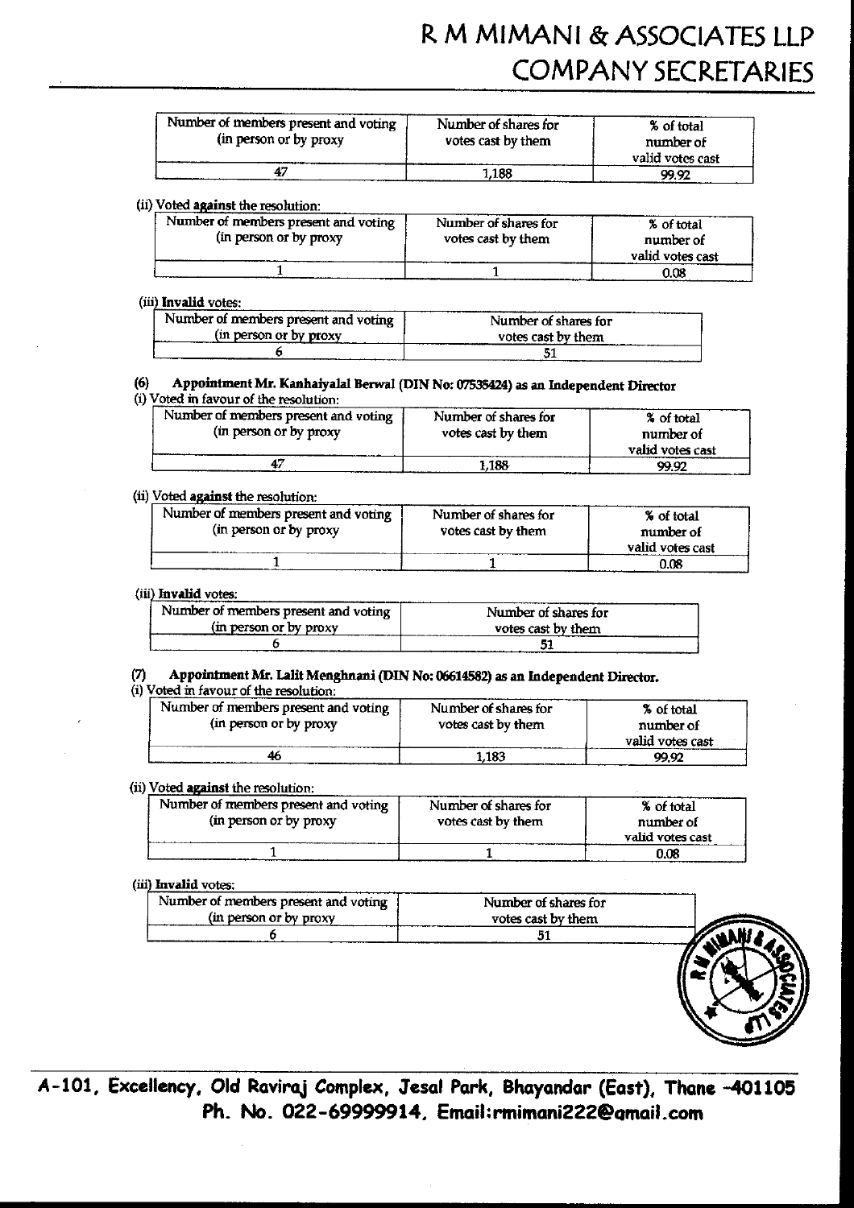| Number of members present and voting (in person or by proxy | Number of shares for votes cast by them | % of total number of valid votes cast |
|---|---|---|
| 47 | 1,188 | 99.92 |

(ii) Voted **against** the resolution:

| Number of members present and voting (in person or by proxy | Number of shares for votes cast by them | % of total number of valid votes cast |
|---|---|---|
| 1 | 1 | 0.08 |

(iii) **Invalid** votes:

| Number of members present and voting (in person or by proxy | Number of shares for votes cast by them |
|---|---|
| 6 | 51 |

**(6) Appointment Mr. Kanhaiyalal Berwal (DIN No: 07535424) as an Independent Director**

(i) Voted in favour of the resolution:

| Number of members present and voting (in person or by proxy | Number of shares for votes cast by them | % of total number of valid votes cast |
|---|---|---|
| 47 | 1,188 | 99.92 |

(ii) Voted **against** the resolution:

| Number of members present and voting (in person or by proxy | Number of shares for votes cast by them | % of total number of valid votes cast |
|---|---|---|
| 1 | 1 | 0.08 |

(iii) **Invalid** votes:

| Number of members present and voting (in person or by proxy | Number of shares for votes cast by them |
|---|---|
| 6 | 51 |

**(7) Appointment Mr. Lalit Menghnani (DIN No: 06614582) as an Independent Director.**

(i) Voted in favour of the resolution:

| Number of members present and voting (in person or by proxy | Number of shares for votes cast by them | % of total number of valid votes cast |
|---|---|---|
| 46 | 1,183 | 99.92 |

(ii) Voted **against** the resolution:

| Number of members present and voting (in person or by proxy | Number of shares for votes cast by them | % of total number of valid votes cast |
|---|---|---|
| 1 | 1 | 0.08 |

(iii) **Invalid** votes:

| Number of members present and voting (in person or by proxy | Number of shares for votes cast by them |
|---|---|
| 6 | 51 |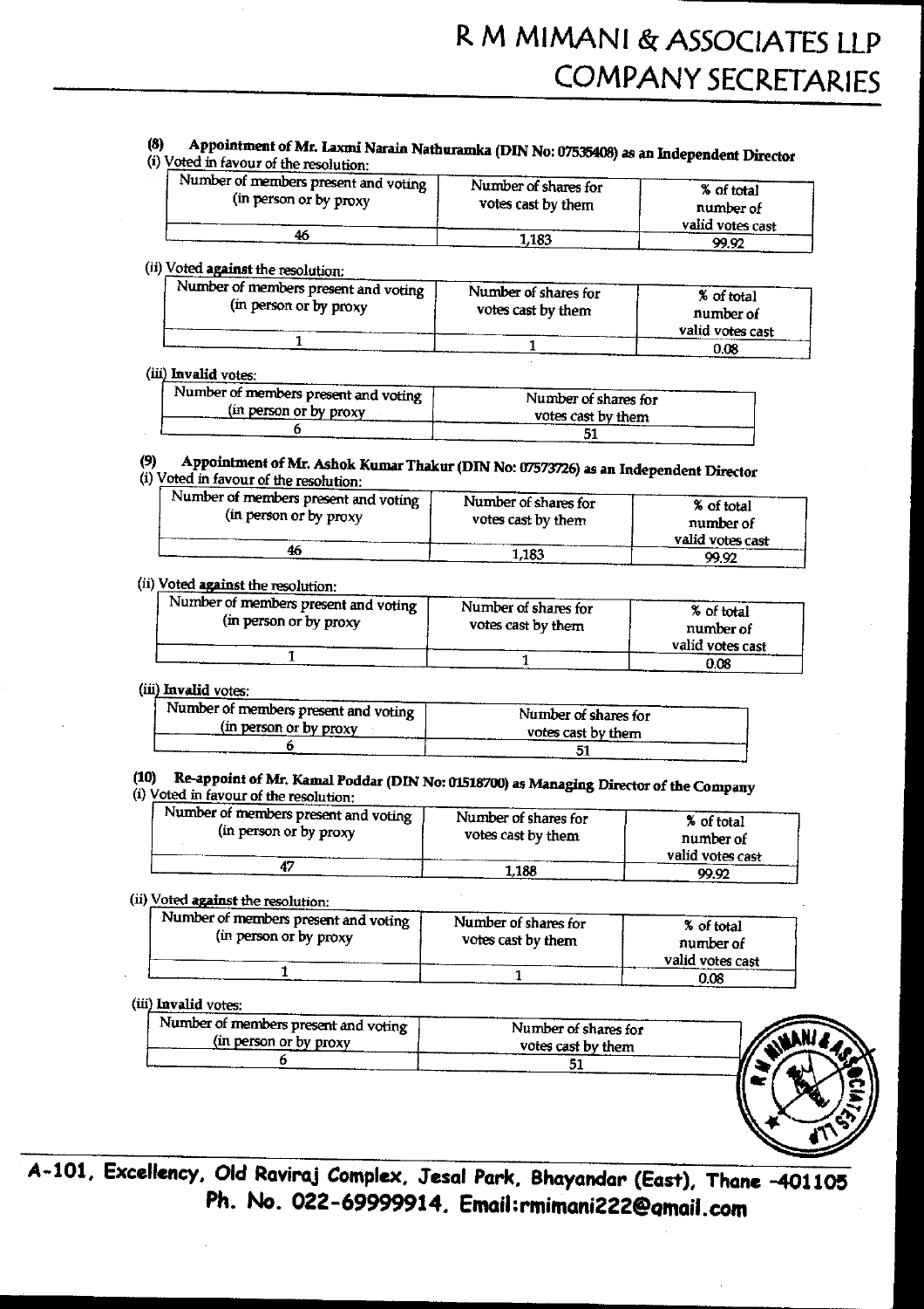### (8) Appointment of Mr. Laxmi Narain Nathuramka (DIN No: 07535408) as an Independent Director

(i) Voted in favour of the resolution:

| Number of members present and voting (in person or by proxy | Number of shares for votes cast by them | % of total number of valid votes cast |
|---|---|---|
| 46 | 1,183 | 99.92 |

(ii) Voted **against** the resolution:

| Number of members present and voting (in person or by proxy | Number of shares for votes cast by them | % of total number of valid votes cast |
|---|---|---|
| 1 | 1 | 0.08 |

(iii) **Invalid** votes:

| Number of members present and voting (in person or by proxy | Number of shares for votes cast by them |
|---|---|
| 6 | 51 |

### (9) Appointment of Mr. Ashok Kumar Thakur (DIN No: 07573726) as an Independent Director

(i) Voted in favour of the resolution:

| Number of members present and voting (in person or by proxy | Number of shares for votes cast by them | % of total number of valid votes cast |
|---|---|---|
| 46 | 1,183 | 99.92 |

(ii) Voted **against** the resolution:

| Number of members present and voting (in person or by proxy | Number of shares for votes cast by them | % of total number of valid votes cast |
|---|---|---|
| 1 | 1 | 0.08 |

(iii) **Invalid** votes:

| Number of members present and voting (in person or by proxy | Number of shares for votes cast by them |
|---|---|
| 6 | 51 |

### (10) Re-appoint of Mr. Kamal Poddar (DIN No: 01518700) as Managing Director of the Company

(i) Voted in favour of the resolution:

| Number of members present and voting (in person or by proxy | Number of shares for votes cast by them | % of total number of valid votes cast |
|---|---|---|
| 47 | 1,188 | 99.92 |

(ii) Voted **against** the resolution:

| Number of members present and voting (in person or by proxy | Number of shares for votes cast by them | % of total number of valid votes cast |
|---|---|---|
| 1 | 1 | 0.08 |

(iii) **Invalid** votes:

| Number of members present and voting (in person or by proxy | Number of shares for votes cast by them |
|---|---|
| 6 | 51 |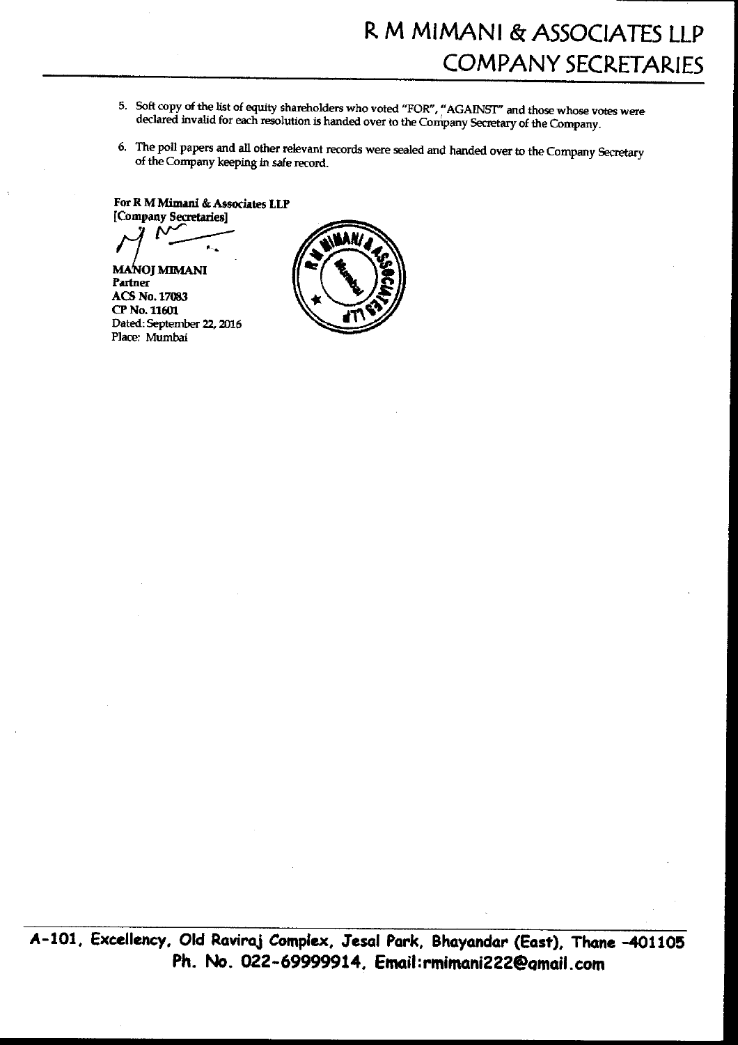5. Soft copy of the list of equity shareholders who voted "FOR", "AGAINST" and those whose votes were declared invalid for each resolution is handed over to the Company Secretary of the Company.

6. The poll papers and all other relevant records were sealed and handed over to the Company Secretary of the Company keeping in safe record.

**For R M Mimani & Associates LLP**
**[Company Secretaries]**

**MANOJ MIMANI**
**Partner**
**ACS No. 17083**
**CP No. 11601**
Dated: September 22, 2016
Place: Mumbai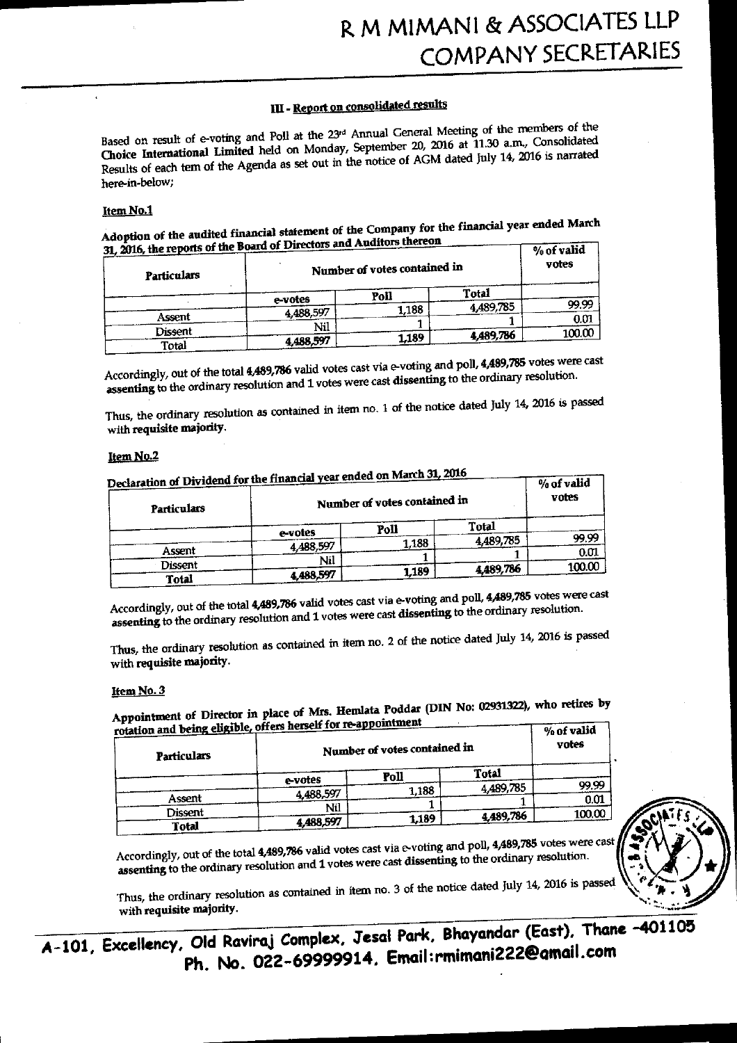# R M MIMANI & ASSOCIATES LLP
## COMPANY SECRETARIES

### III - Report on consolidated results

Based on result of e-voting and Poll at the 23rd Annual General Meeting of the members of the **Choice International Limited** held on Monday, September 20, 2016 at 11.30 a.m., Consolidated Results of each tem of the Agenda as set out in the notice of AGM dated July 14, 2016 is narrated here-in-below;

#### Item No.1

**Adoption of the audited financial statement of the Company for the financial year ended March 31, 2016, the reports of the Board of Directors and Auditors thereon**

| Particulars | Number of votes contained in | | | % of valid votes |
|---|---|---|---|---|
| | e-votes | Poll | Total | |
| Assent | 4,488,597 | 1,188 | 4,489,785 | 99.99 |
| Dissent | Nil | 1 | 1 | 0.01 |
| Total | 4,488,597 | 1,189 | 4,489,786 | 100.00 |

Accordingly, out of the total **4,489,786** valid votes cast via e-voting and poll, **4,489,785** votes were cast **assenting** to the ordinary resolution and 1 votes were cast **dissenting** to the ordinary resolution.

Thus, the ordinary resolution as contained in item no. 1 of the notice dated July 14, 2016 is passed with **requisite majority**.

#### Item No.2

**Declaration of Dividend for the financial year ended on March 31, 2016**

| Particulars | Number of votes contained in | | | % of valid votes |
|---|---|---|---|---|
| | e-votes | Poll | Total | |
| Assent | 4,488,597 | 1,188 | 4,489,785 | 99.99 |
| Dissent | Nil | 1 | 1 | 0.01 |
| Total | 4,488,597 | 1,189 | 4,489,786 | 100.00 |

Accordingly, out of the total **4,489,786** valid votes cast via e-voting and poll, **4,489,785** votes were cast **assenting** to the ordinary resolution and 1 votes were cast **dissenting** to the ordinary resolution.

Thus, the ordinary resolution as contained in item no. 2 of the notice dated July 14, 2016 is passed with **requisite majority**.

#### Item No. 3

**Appointment of Director in place of Mrs. Hemlata Poddar (DIN No: 02931322), who retires by rotation and being eligible, offers herself for re-appointment**

| Particulars | Number of votes contained in | | | % of valid votes |
|---|---|---|---|---|
| | e-votes | Poll | Total | |
| Assent | 4,488,597 | 1,188 | 4,489,785 | 99.99 |
| Dissent | Nil | 1 | 1 | 0.01 |
| Total | 4,488,597 | 1,189 | 4,489,786 | 100.00 |

Accordingly, out of the total **4,489,786** valid votes cast via e-voting and poll, **4,489,785** votes were cast **assenting** to the ordinary resolution and 1 votes were cast **dissenting** to the ordinary resolution.

Thus, the ordinary resolution as contained in item no. 3 of the notice dated July 14, 2016 is passed with **requisite majority**.

A-101, Excellency, Old Raviraj Complex, Jesal Park, Bhayandar (East), Thane -401105
Ph. No. 022-69999914, Email:rmimani222@gmail.com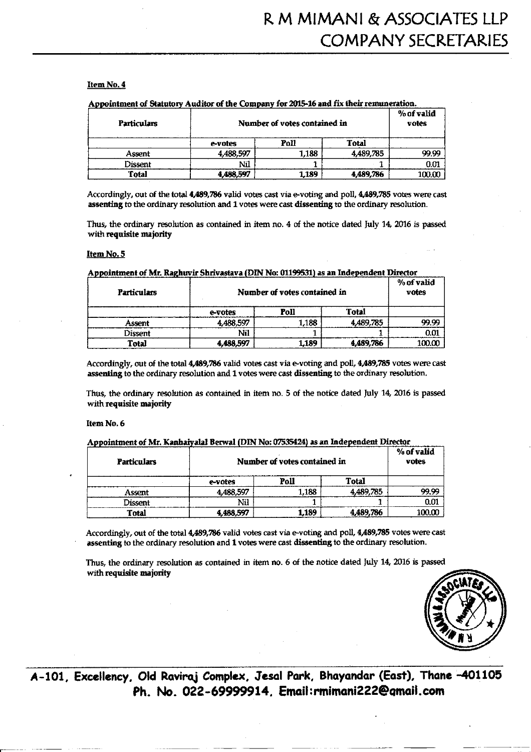**Item No. 4**

**Appointment of Statutory Auditor of the Company for 2015-16 and fix their remuneration.**

| Particulars | Number of votes contained in | | | % of valid votes |
|---|---|---|---|---|
| | e-votes | Poll | Total | |
| Assent | 4,488,597 | 1,188 | 4,489,785 | 99.99 |
| Dissent | Nil | 1 | 1 | 0.01 |
| **Total** | **4,488,597** | **1,189** | **4,489,786** | **100.00** |

Accordingly, out of the total **4,489,786** valid votes cast via e-voting and poll, **4,489,785** votes were cast **assenting** to the ordinary resolution and 1 votes were cast **dissenting** to the ordinary resolution.

Thus, the ordinary resolution as contained in item no. 4 of the notice dated July 14, 2016 is passed with **requisite majority**

**Item No. 5**

**Appointment of Mr. Raghuvir Shrivastava (DIN No: 01199531) as an Independent Director**

| Particulars | Number of votes contained in | | | % of valid votes |
|---|---|---|---|---|
| | e-votes | Poll | Total | |
| Assent | 4,488,597 | 1,188 | 4,489,785 | 99.99 |
| Dissent | Nil | 1 | 1 | 0.01 |
| **Total** | **4,488,597** | **1,189** | **4,489,786** | **100.00** |

Accordingly, out of the total **4,489,786** valid votes cast via e-voting and poll, **4,489,785** votes were cast **assenting** to the ordinary resolution and 1 votes were cast **dissenting** to the ordinary resolution.

Thus, the ordinary resolution as contained in item no. 5 of the notice dated July 14, 2016 is passed with **requisite majority**

**Item No. 6**

**Appointment of Mr. Kanhaiyalal Berwal (DIN No: 07535424) as an Independent Director**

| Particulars | Number of votes contained in | | | % of valid votes |
|---|---|---|---|---|
| | e-votes | Poll | Total | |
| Assent | 4,488,597 | 1,188 | 4,489,785 | 99.99 |
| Dissent | Nil | 1 | 1 | 0.01 |
| **Total** | **4,488,597** | **1,189** | **4,489,786** | **100.00** |

Accordingly, out of the total **4,489,786** valid votes cast via e-voting and poll, **4,489,785** votes were cast **assenting** to the ordinary resolution and **1** votes were cast **dissenting** to the ordinary resolution.

Thus, the ordinary resolution as contained in item no. 6 of the notice dated July 14, 2016 is passed with **requisite majority**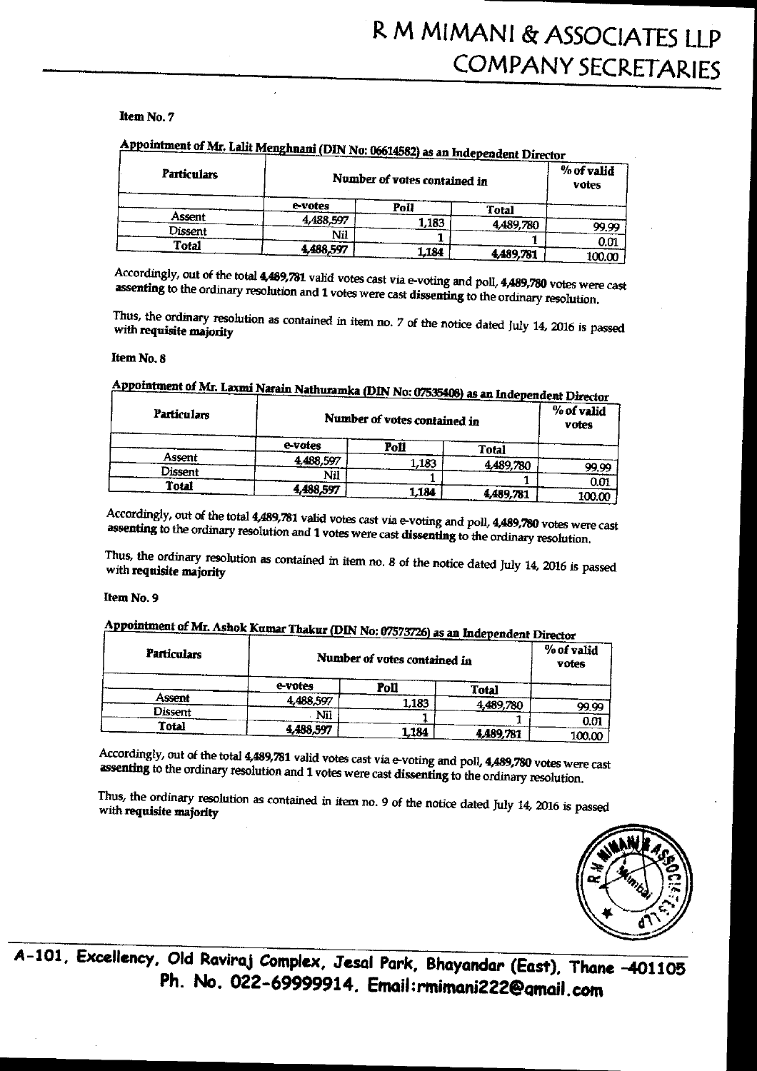**Item No. 7**

**Appointment of Mr. Lalit Menghnani (DIN No: 06614582) as an Independent Director**

| Particulars | Number of votes contained in | | | % of valid votes |
|---|---|---|---|---|
| | e-votes | Poll | Total | |
| Assent | 4,488,597 | 1,183 | 4,489,780 | 99.99 |
| Dissent | Nil | 1 | 1 | 0.01 |
| Total | 4,488,597 | 1,184 | 4,489,781 | 100.00 |

Accordingly, out of the total **4,489,781** valid votes cast via e-voting and poll, **4,489,780** votes were cast **assenting** to the ordinary resolution and **1** votes were cast **dissenting** to the ordinary resolution.

Thus, the ordinary resolution as contained in item no. 7 of the notice dated July 14, 2016 is passed with **requisite majority**

**Item No. 8**

**Appointment of Mr. Laxmi Narain Nathuramka (DIN No: 07535408) as an Independent Director**

| Particulars | Number of votes contained in | | | % of valid votes |
|---|---|---|---|---|
| | e-votes | Poll | Total | |
| Assent | 4,488,597 | 1,183 | 4,489,780 | 99.99 |
| Dissent | Nil | 1 | 1 | 0.01 |
| Total | 4,488,597 | 1,184 | 4,489,781 | 100.00 |

Accordingly, out of the total **4,489,781** valid votes cast via e-voting and poll, **4,489,780** votes were cast **assenting** to the ordinary resolution and **1** votes were cast **dissenting** to the ordinary resolution.

Thus, the ordinary resolution as contained in item no. 8 of the notice dated July 14, 2016 is passed with **requisite majority**

**Item No. 9**

**Appointment of Mr. Ashok Kumar Thakur (DIN No: 07573726) as an Independent Director**

| Particulars | Number of votes contained in | | | % of valid votes |
|---|---|---|---|---|
| | e-votes | Poll | Total | |
| Assent | 4,488,597 | 1,183 | 4,489,780 | 99.99 |
| Dissent | Nil | 1 | 1 | 0.01 |
| Total | 4,488,597 | 1,184 | 4,489,781 | 100.00 |

Accordingly, out of the total **4,489,781** valid votes cast via e-voting and poll, **4,489,780** votes were cast **assenting** to the ordinary resolution and **1** votes were cast **dissenting** to the ordinary resolution.

Thus, the ordinary resolution as contained in item no. 9 of the notice dated July 14, 2016 is passed with **requisite majority**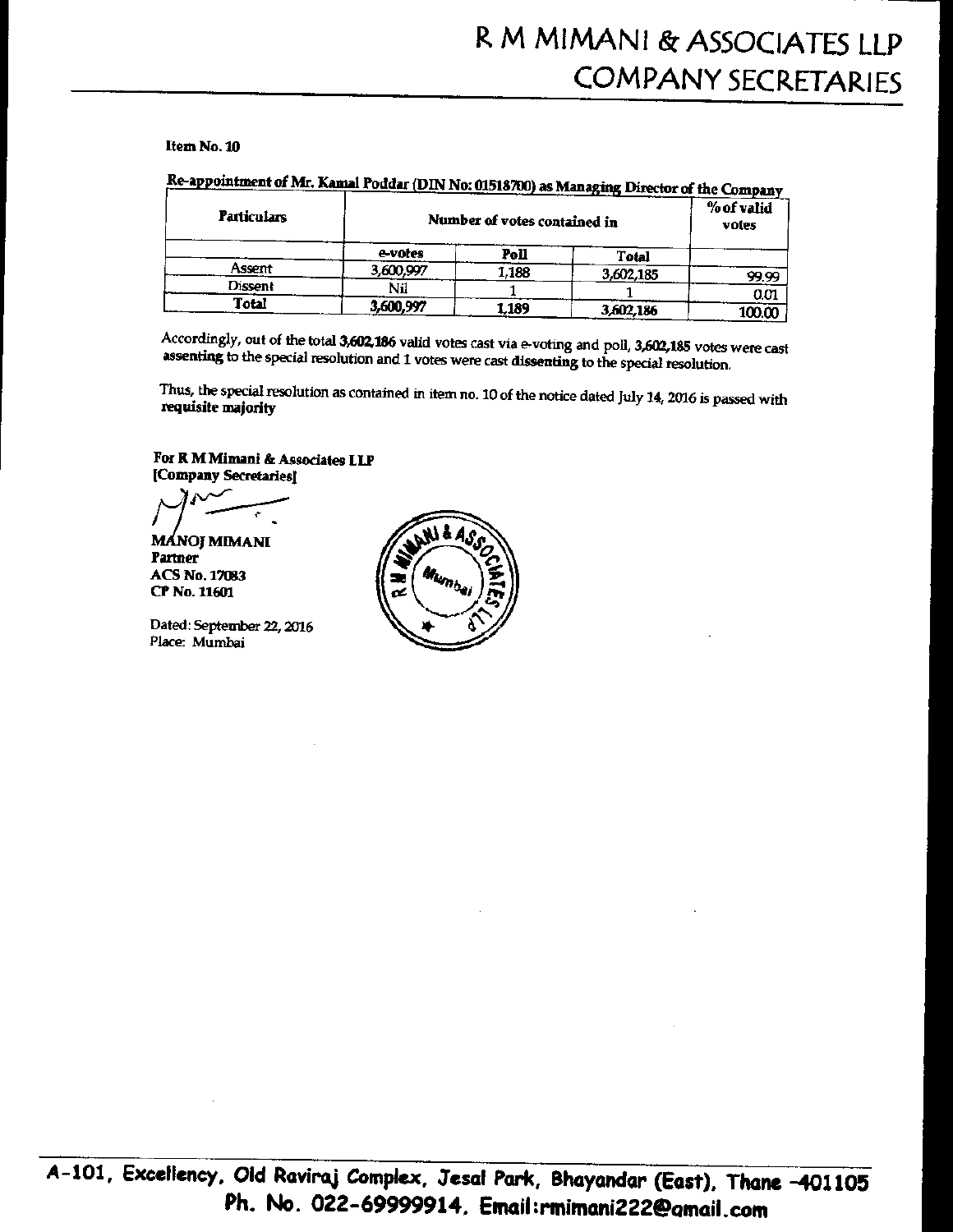# R M MIMANI & ASSOCIATES LLP
## COMPANY SECRETARIES

**Item No. 10**

**Re-appointment of Mr. Kamal Poddar (DIN No: 01518700) as Managing Director of the Company**

| Particulars | Number of votes contained in | | | % of valid votes |
|---|---|---|---|---|
| | e-votes | Poll | Total | |
| Assent | 3,600,997 | 1,188 | 3,602,185 | 99.99 |
| Dissent | Nil | 1 | 1 | 0.01 |
| Total | 3,600,997 | 1,189 | 3,602,186 | 100.00 |

Accordingly, out of the total **3,602,186** valid votes cast via e-voting and poll, **3,602,185** votes were cast **assenting** to the special resolution and 1 votes were cast **dissenting** to the special resolution.

Thus, the special resolution as contained in item no. 10 of the notice dated July 14, 2016 is passed with **requisite majority**

**For R M Mimani & Associates LLP**
**[Company Secretaries]**

**MANOJ MIMANI**
**Partner**
**ACS No. 17083**
**CP No. 11601**

Dated: September 22, 2016
Place: Mumbai

A-101, Excellency, Old Raviraj Complex, Jesal Park, Bhayandar (East), Thane -401105
Ph. No. 022-69999914. Email:rmimani222@gmail.com